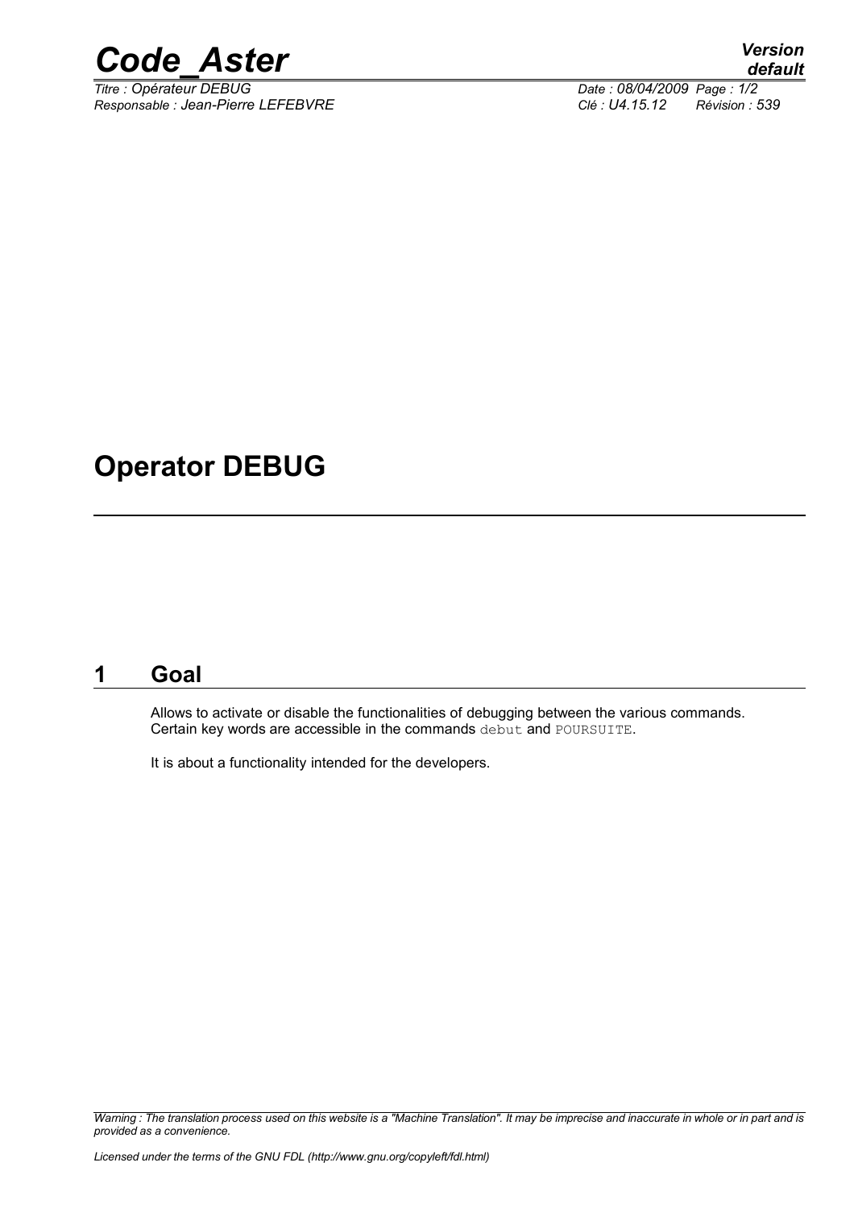# Operator DEBUG

## 1 Goal

Allows to activate or disable the functionalities of debugging between the various commands. Certain key words are accessible in the commands `debut` and `POURSUITE`.

It is about a functionality intended for the developers.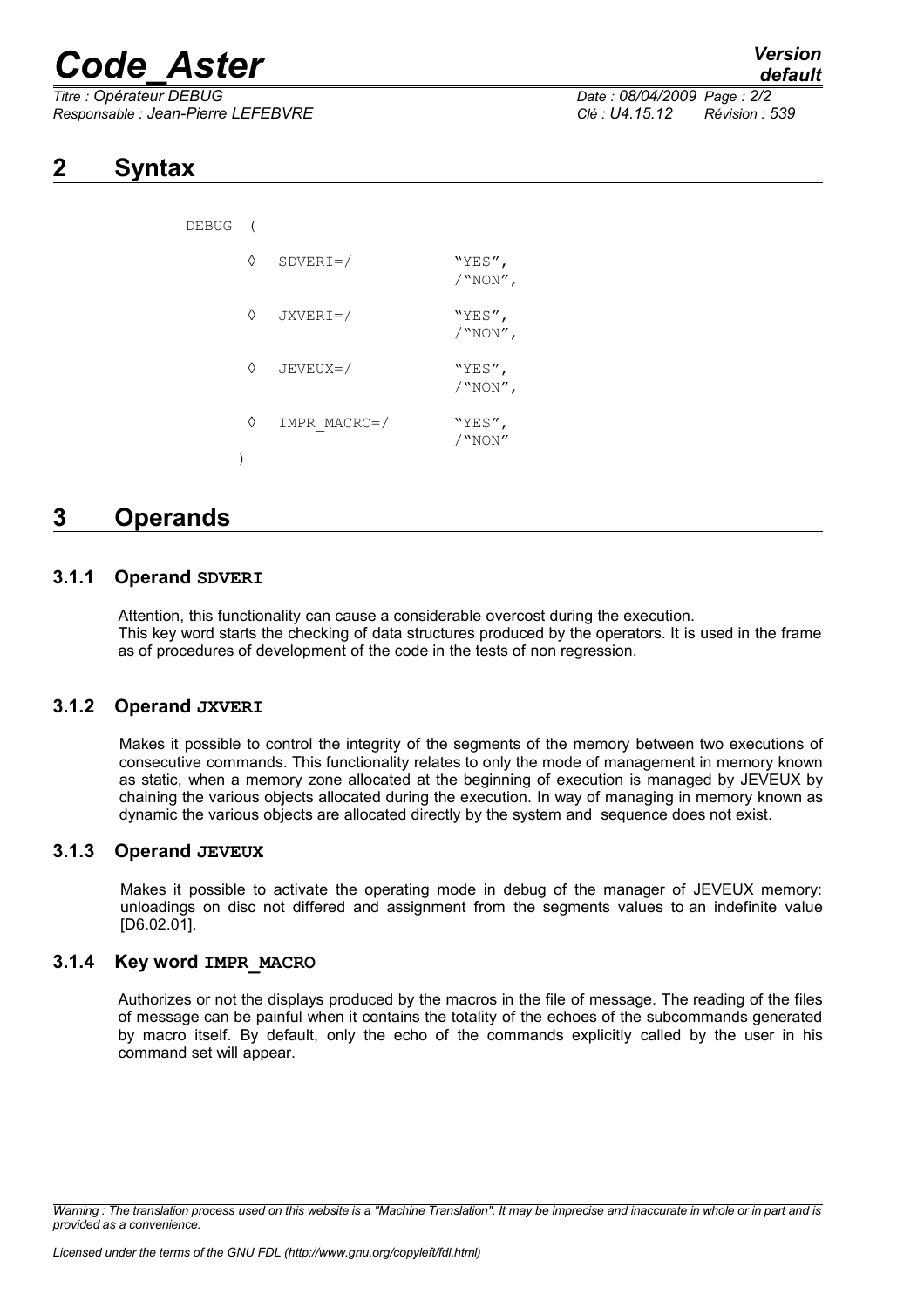# 2 Syntax

```
DEBUG (

    ◊  SDVERI=/          "YES",
                         /"NON",

    ◊  JXVERI=/          "YES",
                         /"NON",

    ◊  JEVEUX=/          "YES",
                         /"NON",

    ◊  IMPR_MACRO=/      "YES",
                         /"NON"
   )
```

# 3 Operands

### 3.1.1 Operand SDVERI

Attention, this functionality can cause a considerable overcost during the execution.
This key word starts the checking of data structures produced by the operators. It is used in the frame as of procedures of development of the code in the tests of non regression.

### 3.1.2 Operand JXVERI

Makes it possible to control the integrity of the segments of the memory between two executions of consecutive commands. This functionality relates to only the mode of management in memory known as static, when a memory zone allocated at the beginning of execution is managed by JEVEUX by chaining the various objects allocated during the execution. In way of managing in memory known as dynamic the various objects are allocated directly by the system and sequence does not exist.

### 3.1.3 Operand JEVEUX

Makes it possible to activate the operating mode in debug of the manager of JEVEUX memory: unloadings on disc not differed and assignment from the segments values to an indefinite value [D6.02.01].

### 3.1.4 Key word IMPR_MACRO

Authorizes or not the displays produced by the macros in the file of message. The reading of the files of message can be painful when it contains the totality of the echoes of the subcommands generated by macro itself. By default, only the echo of the commands explicitly called by the user in his command set will appear.